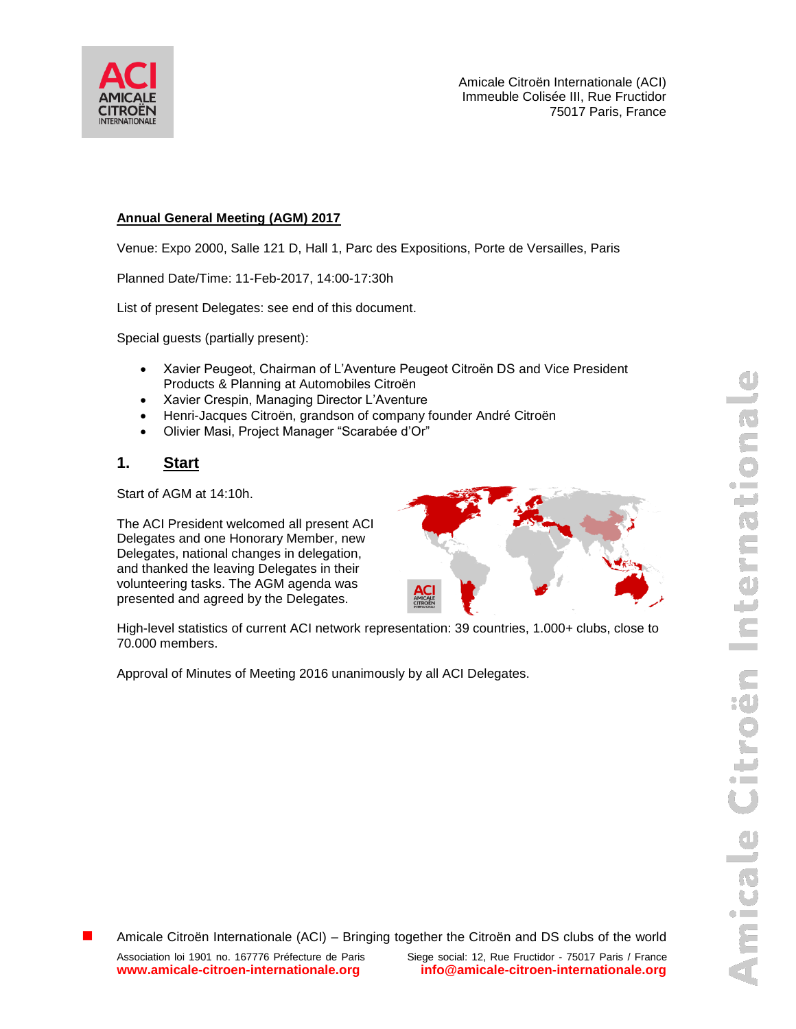Amicale Citroën Internationale (ACI)
Immeuble Colisée III, Rue Fructidor
75017 Paris, France

**Annual General Meeting (AGM) 2017**

Venue: Expo 2000, Salle 121 D, Hall 1, Parc des Expositions, Porte de Versailles, Paris

Planned Date/Time: 11-Feb-2017, 14:00-17:30h

List of present Delegates: see end of this document.

Special guests (partially present):

- Xavier Peugeot, Chairman of L'Aventure Peugeot Citroën DS and Vice President Products & Planning at Automobiles Citroën
- Xavier Crespin, Managing Director L'Aventure
- Henri-Jacques Citroën, grandson of company founder André Citroën
- Olivier Masi, Project Manager "Scarabée d'Or"

## 1. Start

Start of AGM at 14:10h.

The ACI President welcomed all present ACI Delegates and one Honorary Member, new Delegates, national changes in delegation, and thanked the leaving Delegates in their volunteering tasks. The AGM agenda was presented and agreed by the Delegates.

High-level statistics of current ACI network representation: 39 countries, 1.000+ clubs, close to 70.000 members.

Approval of Minutes of Meeting 2016 unanimously by all ACI Delegates.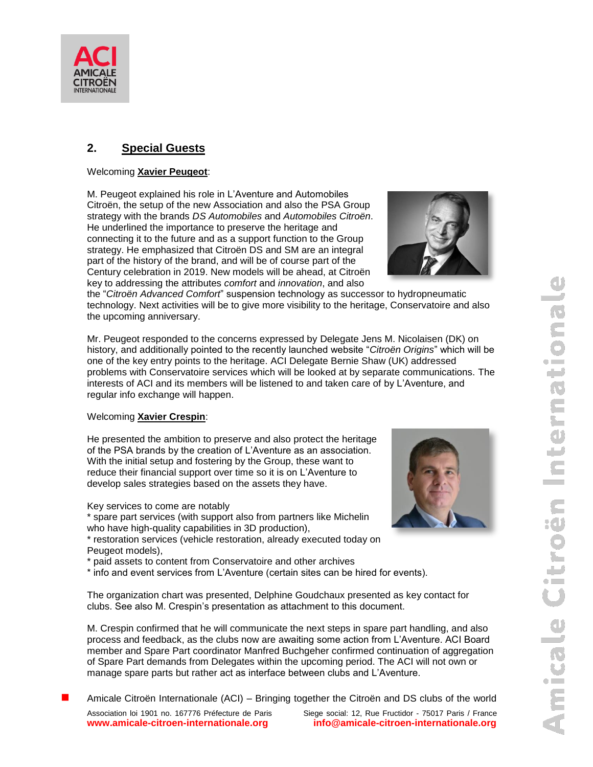## 2. Special Guests

Welcoming **Xavier Peugeot**:

M. Peugeot explained his role in L'Aventure and Automobiles Citroën, the setup of the new Association and also the PSA Group strategy with the brands *DS Automobiles* and *Automobiles Citroën*. He underlined the importance to preserve the heritage and connecting it to the future and as a support function to the Group strategy. He emphasized that Citroën DS and SM are an integral part of the history of the brand, and will be of course part of the Century celebration in 2019. New models will be ahead, at Citroën key to addressing the attributes *comfort* and *innovation*, and also the "*Citroën Advanced Comfort*" suspension technology as successor to hydropneumatic technology. Next activities will be to give more visibility to the heritage, Conservatoire and also the upcoming anniversary.

Mr. Peugeot responded to the concerns expressed by Delegate Jens M. Nicolaisen (DK) on history, and additionally pointed to the recently launched website "*Citroën Origins*" which will be one of the key entry points to the heritage. ACI Delegate Bernie Shaw (UK) addressed problems with Conservatoire services which will be looked at by separate communications. The interests of ACI and its members will be listened to and taken care of by L'Aventure, and regular info exchange will happen.

Welcoming **Xavier Crespin**:

He presented the ambition to preserve and also protect the heritage of the PSA brands by the creation of L'Aventure as an association. With the initial setup and fostering by the Group, these want to reduce their financial support over time so it is on L'Aventure to develop sales strategies based on the assets they have.

Key services to come are notably
* spare part services (with support also from partners like Michelin who have high-quality capabilities in 3D production),
* restoration services (vehicle restoration, already executed today on Peugeot models),
* paid assets to content from Conservatoire and other archives
* info and event services from L'Aventure (certain sites can be hired for events).

The organization chart was presented, Delphine Goudchaux presented as key contact for clubs. See also M. Crespin's presentation as attachment to this document.

M. Crespin confirmed that he will communicate the next steps in spare part handling, and also process and feedback, as the clubs now are awaiting some action from L'Aventure. ACI Board member and Spare Part coordinator Manfred Buchgeher confirmed continuation of aggregation of Spare Part demands from Delegates within the upcoming period. The ACI will not own or manage spare parts but rather act as interface between clubs and L'Aventure.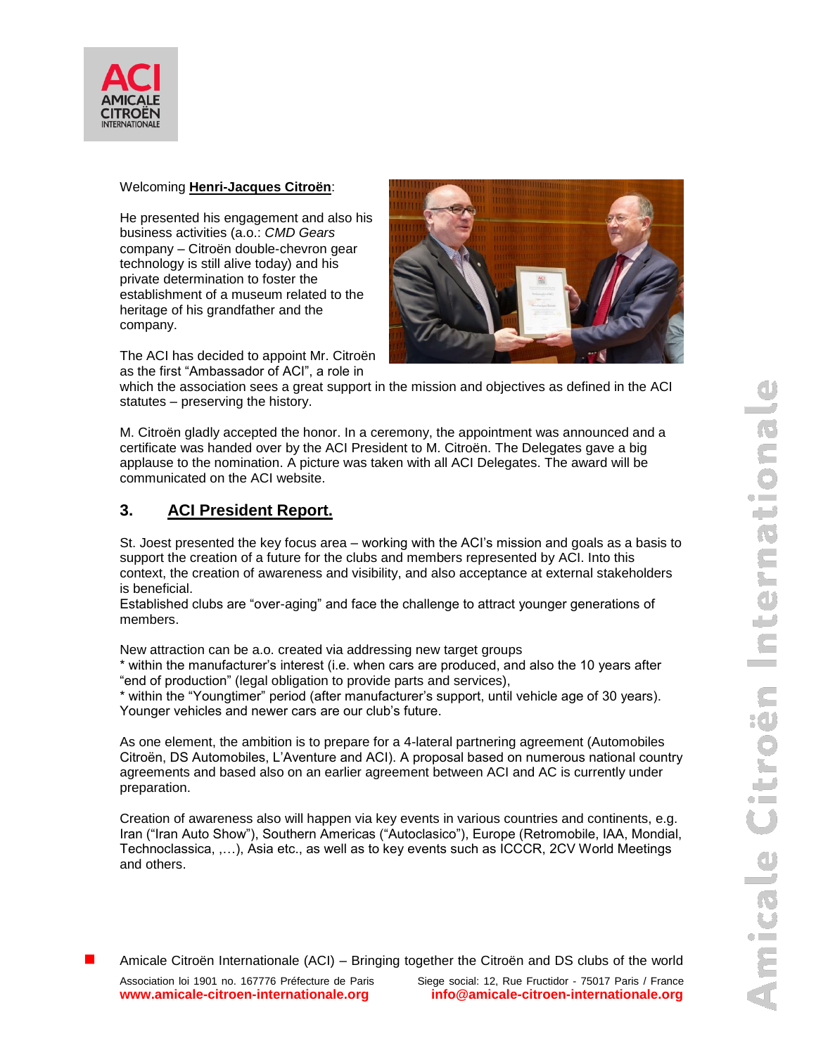Welcoming **Henri-Jacques Citroën**:

He presented his engagement and also his business activities (a.o.: *CMD Gears* company – Citroën double-chevron gear technology is still alive today) and his private determination to foster the establishment of a museum related to the heritage of his grandfather and the company.

The ACI has decided to appoint Mr. Citroën as the first "Ambassador of ACI", a role in which the association sees a great support in the mission and objectives as defined in the ACI statutes – preserving the history.

M. Citroën gladly accepted the honor. In a ceremony, the appointment was announced and a certificate was handed over by the ACI President to M. Citroën. The Delegates gave a big applause to the nomination. A picture was taken with all ACI Delegates. The award will be communicated on the ACI website.

## 3. ACI President Report.

St. Joest presented the key focus area – working with the ACI's mission and goals as a basis to support the creation of a future for the clubs and members represented by ACI. Into this context, the creation of awareness and visibility, and also acceptance at external stakeholders is beneficial.
Established clubs are "over-aging" and face the challenge to attract younger generations of members.

New attraction can be a.o. created via addressing new target groups
* within the manufacturer's interest (i.e. when cars are produced, and also the 10 years after "end of production" (legal obligation to provide parts and services),
* within the "Youngtimer" period (after manufacturer's support, until vehicle age of 30 years).
Younger vehicles and newer cars are our club's future.

As one element, the ambition is to prepare for a 4-lateral partnering agreement (Automobiles Citroën, DS Automobiles, L'Aventure and ACI). A proposal based on numerous national country agreements and based also on an earlier agreement between ACI and AC is currently under preparation.

Creation of awareness also will happen via key events in various countries and continents, e.g. Iran ("Iran Auto Show"), Southern Americas ("Autoclasico"), Europe (Retromobile, IAA, Mondial, Technoclassica, ,…), Asia etc., as well as to key events such as ICCCR, 2CV World Meetings and others.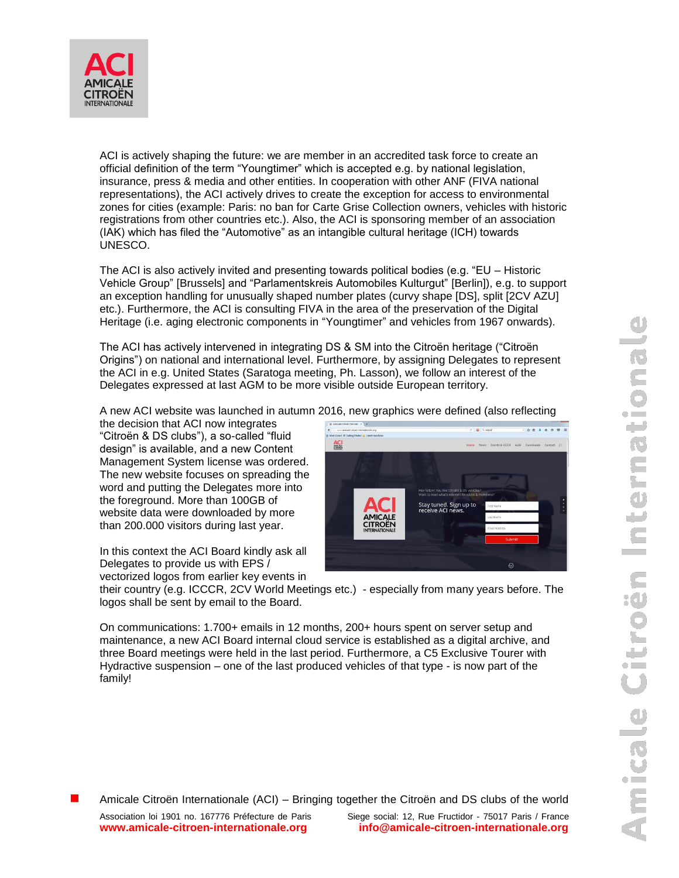ACI is actively shaping the future: we are member in an accredited task force to create an official definition of the term "Youngtimer" which is accepted e.g. by national legislation, insurance, press & media and other entities. In cooperation with other ANF (FIVA national representations), the ACI actively drives to create the exception for access to environmental zones for cities (example: Paris: no ban for Carte Grise Collection owners, vehicles with historic registrations from other countries etc.). Also, the ACI is sponsoring member of an association (IAK) which has filed the "Automotive" as an intangible cultural heritage (ICH) towards UNESCO.

The ACI is also actively invited and presenting towards political bodies (e.g. "EU – Historic Vehicle Group" [Brussels] and "Parlamentskreis Automobiles Kulturgut" [Berlin]), e.g. to support an exception handling for unusually shaped number plates (curvy shape [DS], split [2CV AZU] etc.). Furthermore, the ACI is consulting FIVA in the area of the preservation of the Digital Heritage (i.e. aging electronic components in "Youngtimer" and vehicles from 1967 onwards).

The ACI has actively intervened in integrating DS & SM into the Citroën heritage ("Citroën Origins") on national and international level. Furthermore, by assigning Delegates to represent the ACI in e.g. United States (Saratoga meeting, Ph. Lasson), we follow an interest of the Delegates expressed at last AGM to be more visible outside European territory.

A new ACI website was launched in autumn 2016, new graphics were defined (also reflecting the decision that ACI now integrates "Citroën & DS clubs"), a so-called "fluid design" is available, and a new Content Management System license was ordered. The new website focuses on spreading the word and putting the Delegates more into the foreground. More than 100GB of website data were downloaded by more than 200.000 visitors during last year.

In this context the ACI Board kindly ask all Delegates to provide us with EPS / vectorized logos from earlier key events in their country (e.g. ICCCR, 2CV World Meetings etc.) - especially from many years before. The logos shall be sent by email to the Board.

On communications: 1.700+ emails in 12 months, 200+ hours spent on server setup and maintenance, a new ACI Board internal cloud service is established as a digital archive, and three Board meetings were held in the last period. Furthermore, a C5 Exclusive Tourer with Hydractive suspension – one of the last produced vehicles of that type - is now part of the family!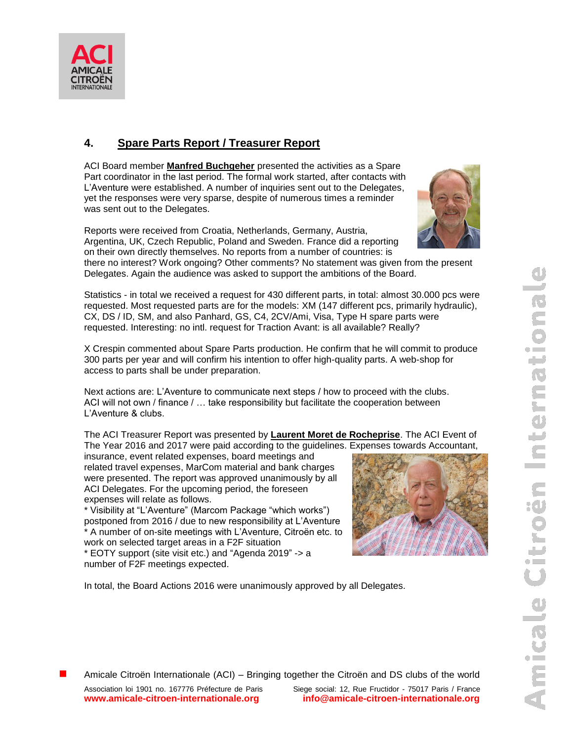## 4. Spare Parts Report / Treasurer Report

ACI Board member **Manfred Buchgeher** presented the activities as a Spare Part coordinator in the last period. The formal work started, after contacts with L'Aventure were established. A number of inquiries sent out to the Delegates, yet the responses were very sparse, despite of numerous times a reminder was sent out to the Delegates.

Reports were received from Croatia, Netherlands, Germany, Austria, Argentina, UK, Czech Republic, Poland and Sweden. France did a reporting on their own directly themselves. No reports from a number of countries: is there no interest? Work ongoing? Other comments? No statement was given from the present Delegates. Again the audience was asked to support the ambitions of the Board.

Statistics - in total we received a request for 430 different parts, in total: almost 30.000 pcs were requested. Most requested parts are for the models: XM (147 different pcs, primarily hydraulic), CX, DS / ID, SM, and also Panhard, GS, C4, 2CV/Ami, Visa, Type H spare parts were requested. Interesting: no intl. request for Traction Avant: is all available? Really?

X Crespin commented about Spare Parts production. He confirm that he will commit to produce 300 parts per year and will confirm his intention to offer high-quality parts. A web-shop for access to parts shall be under preparation.

Next actions are: L'Aventure to communicate next steps / how to proceed with the clubs. ACI will not own / finance / … take responsibility but facilitate the cooperation between L'Aventure & clubs.

The ACI Treasurer Report was presented by **Laurent Moret de Rocheprise**. The ACI Event of The Year 2016 and 2017 were paid according to the guidelines. Expenses towards Accountant, insurance, event related expenses, board meetings and related travel expenses, MarCom material and bank charges were presented. The report was approved unanimously by all ACI Delegates. For the upcoming period, the foreseen expenses will relate as follows.

* Visibility at "L'Aventure" (Marcom Package "which works") postponed from 2016 / due to new responsibility at L'Aventure
* A number of on-site meetings with L'Aventure, Citroën etc. to work on selected target areas in a F2F situation
* EOTY support (site visit etc.) and "Agenda 2019" -> a number of F2F meetings expected.

In total, the Board Actions 2016 were unanimously approved by all Delegates.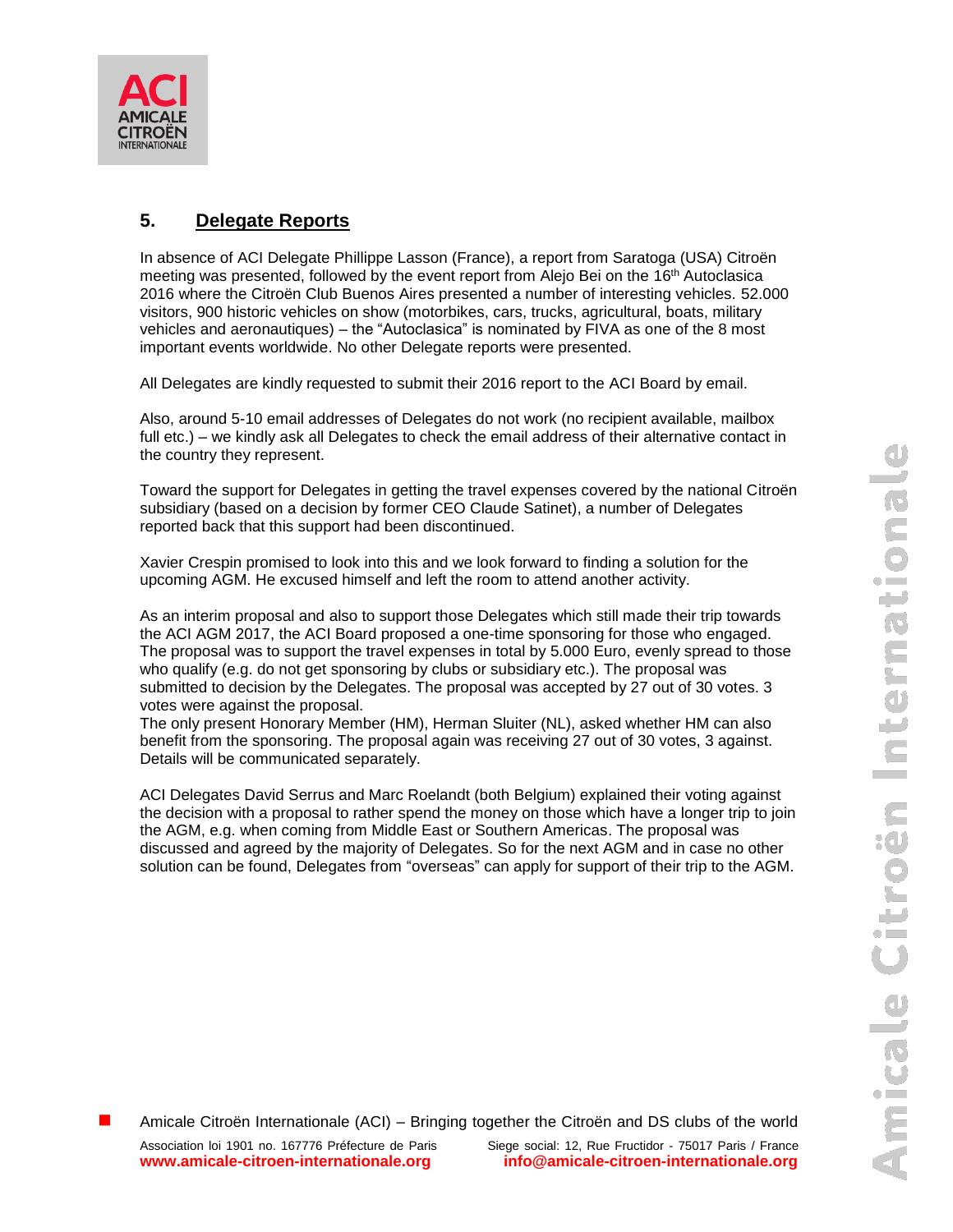## 5. Delegate Reports

In absence of ACI Delegate Phillippe Lasson (France), a report from Saratoga (USA) Citroën meeting was presented, followed by the event report from Alejo Bei on the 16th Autoclasica 2016 where the Citroën Club Buenos Aires presented a number of interesting vehicles. 52.000 visitors, 900 historic vehicles on show (motorbikes, cars, trucks, agricultural, boats, military vehicles and aeronautiques) – the "Autoclasica" is nominated by FIVA as one of the 8 most important events worldwide. No other Delegate reports were presented.

All Delegates are kindly requested to submit their 2016 report to the ACI Board by email.

Also, around 5-10 email addresses of Delegates do not work (no recipient available, mailbox full etc.) – we kindly ask all Delegates to check the email address of their alternative contact in the country they represent.

Toward the support for Delegates in getting the travel expenses covered by the national Citroën subsidiary (based on a decision by former CEO Claude Satinet), a number of Delegates reported back that this support had been discontinued.

Xavier Crespin promised to look into this and we look forward to finding a solution for the upcoming AGM. He excused himself and left the room to attend another activity.

As an interim proposal and also to support those Delegates which still made their trip towards the ACI AGM 2017, the ACI Board proposed a one-time sponsoring for those who engaged. The proposal was to support the travel expenses in total by 5.000 Euro, evenly spread to those who qualify (e.g. do not get sponsoring by clubs or subsidiary etc.). The proposal was submitted to decision by the Delegates. The proposal was accepted by 27 out of 30 votes. 3 votes were against the proposal.
The only present Honorary Member (HM), Herman Sluiter (NL), asked whether HM can also benefit from the sponsoring. The proposal again was receiving 27 out of 30 votes, 3 against. Details will be communicated separately.

ACI Delegates David Serrus and Marc Roelandt (both Belgium) explained their voting against the decision with a proposal to rather spend the money on those which have a longer trip to join the AGM, e.g. when coming from Middle East or Southern Americas. The proposal was discussed and agreed by the majority of Delegates. So for the next AGM and in case no other solution can be found, Delegates from "overseas" can apply for support of their trip to the AGM.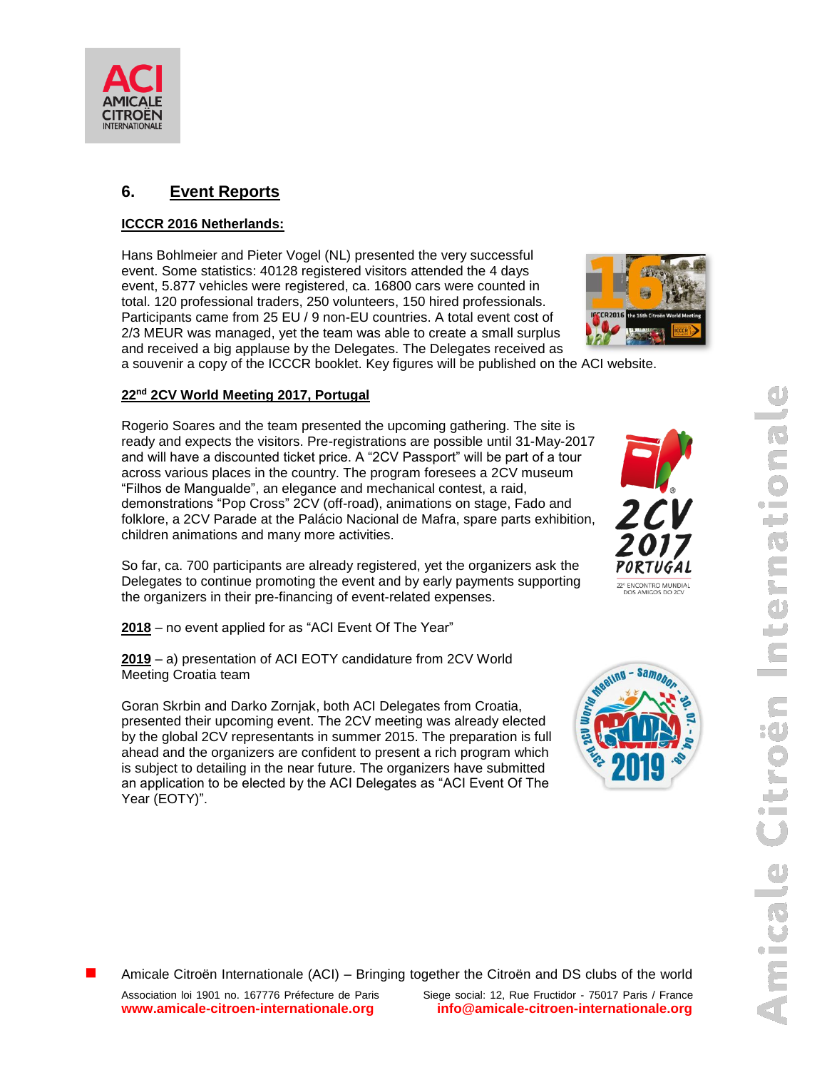## 6. Event Reports

**ICCCR 2016 Netherlands:**

Hans Bohlmeier and Pieter Vogel (NL) presented the very successful event. Some statistics: 40128 registered visitors attended the 4 days event, 5.877 vehicles were registered, ca. 16800 cars were counted in total. 120 professional traders, 250 volunteers, 150 hired professionals. Participants came from 25 EU / 9 non-EU countries. A total event cost of 2/3 MEUR was managed, yet the team was able to create a small surplus and received a big applause by the Delegates. The Delegates received as a souvenir a copy of the ICCCR booklet. Key figures will be published on the ACI website.

**22nd 2CV World Meeting 2017, Portugal**

Rogerio Soares and the team presented the upcoming gathering. The site is ready and expects the visitors. Pre-registrations are possible until 31-May-2017 and will have a discounted ticket price. A "2CV Passport" will be part of a tour across various places in the country. The program foresees a 2CV museum "Filhos de Mangualde", an elegance and mechanical contest, a raid, demonstrations "Pop Cross" 2CV (off-road), animations on stage, Fado and folklore, a 2CV Parade at the Palácio Nacional de Mafra, spare parts exhibition, children animations and many more activities.

So far, ca. 700 participants are already registered, yet the organizers ask the Delegates to continue promoting the event and by early payments supporting the organizers in their pre-financing of event-related expenses.

**2018** – no event applied for as "ACI Event Of The Year"

**2019** – a) presentation of ACI EOTY candidature from 2CV World Meeting Croatia team

Goran Skrbin and Darko Zornjak, both ACI Delegates from Croatia, presented their upcoming event. The 2CV meeting was already elected by the global 2CV representants in summer 2015. The preparation is full ahead and the organizers are confident to present a rich program which is subject to detailing in the near future. The organizers have submitted an application to be elected by the ACI Delegates as "ACI Event Of The Year (EOTY)".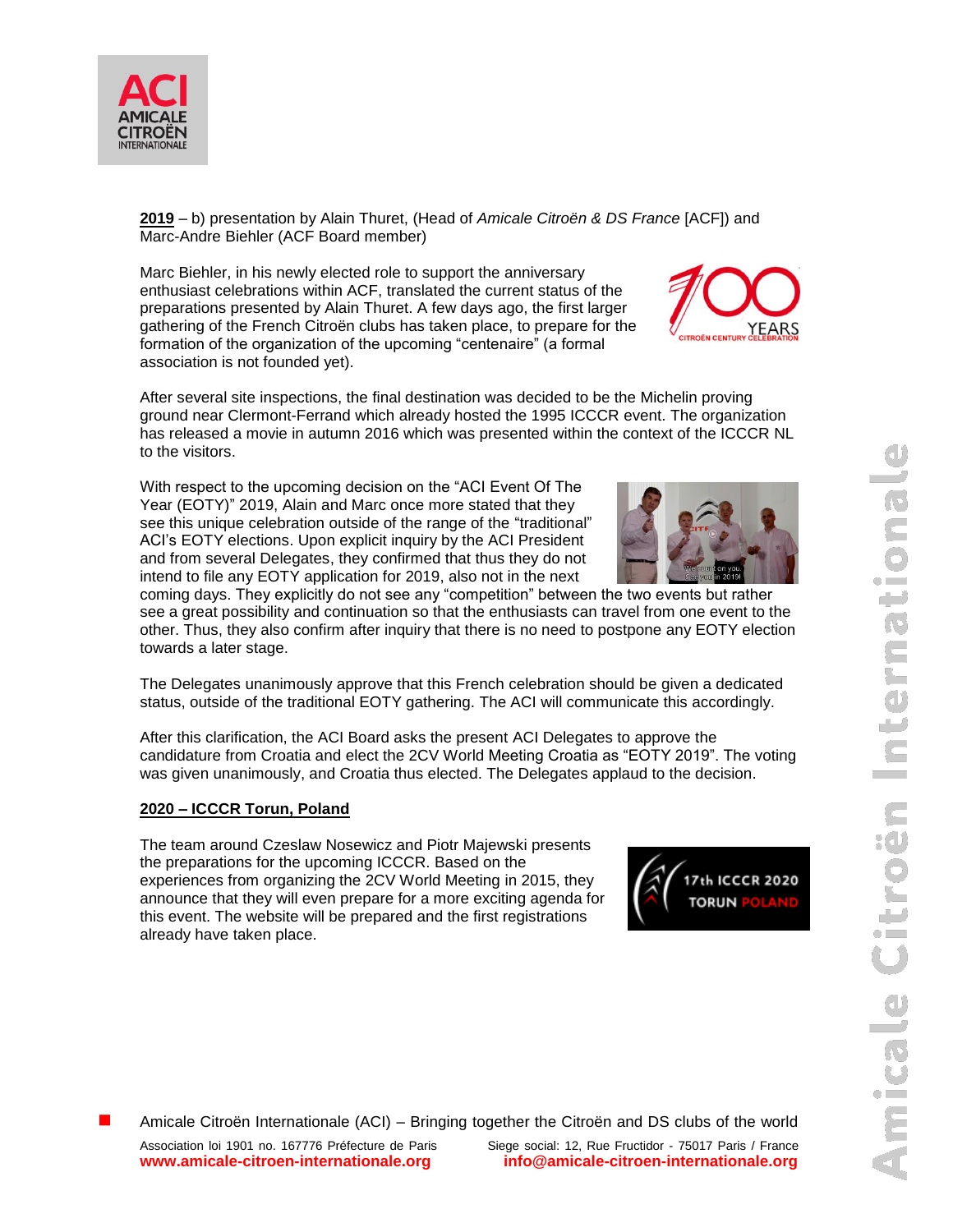**2019** – b) presentation by Alain Thuret, (Head of *Amicale Citroën & DS France* [ACF]) and Marc-Andre Biehler (ACF Board member)

Marc Biehler, in his newly elected role to support the anniversary enthusiast celebrations within ACF, translated the current status of the preparations presented by Alain Thuret. A few days ago, the first larger gathering of the French Citroën clubs has taken place, to prepare for the formation of the organization of the upcoming "centenaire" (a formal association is not founded yet).

After several site inspections, the final destination was decided to be the Michelin proving ground near Clermont-Ferrand which already hosted the 1995 ICCCR event. The organization has released a movie in autumn 2016 which was presented within the context of the ICCCR NL to the visitors.

With respect to the upcoming decision on the "ACI Event Of The Year (EOTY)" 2019, Alain and Marc once more stated that they see this unique celebration outside of the range of the "traditional" ACI's EOTY elections. Upon explicit inquiry by the ACI President and from several Delegates, they confirmed that thus they do not intend to file any EOTY application for 2019, also not in the next coming days. They explicitly do not see any "competition" between the two events but rather see a great possibility and continuation so that the enthusiasts can travel from one event to the other. Thus, they also confirm after inquiry that there is no need to postpone any EOTY election towards a later stage.

The Delegates unanimously approve that this French celebration should be given a dedicated status, outside of the traditional EOTY gathering. The ACI will communicate this accordingly.

After this clarification, the ACI Board asks the present ACI Delegates to approve the candidature from Croatia and elect the 2CV World Meeting Croatia as "EOTY 2019". The voting was given unanimously, and Croatia thus elected. The Delegates applaud to the decision.

**2020 – ICCCR Torun, Poland**

The team around Czeslaw Nosewicz and Piotr Majewski presents the preparations for the upcoming ICCCR. Based on the experiences from organizing the 2CV World Meeting in 2015, they announce that they will even prepare for a more exciting agenda for this event. The website will be prepared and the first registrations already have taken place.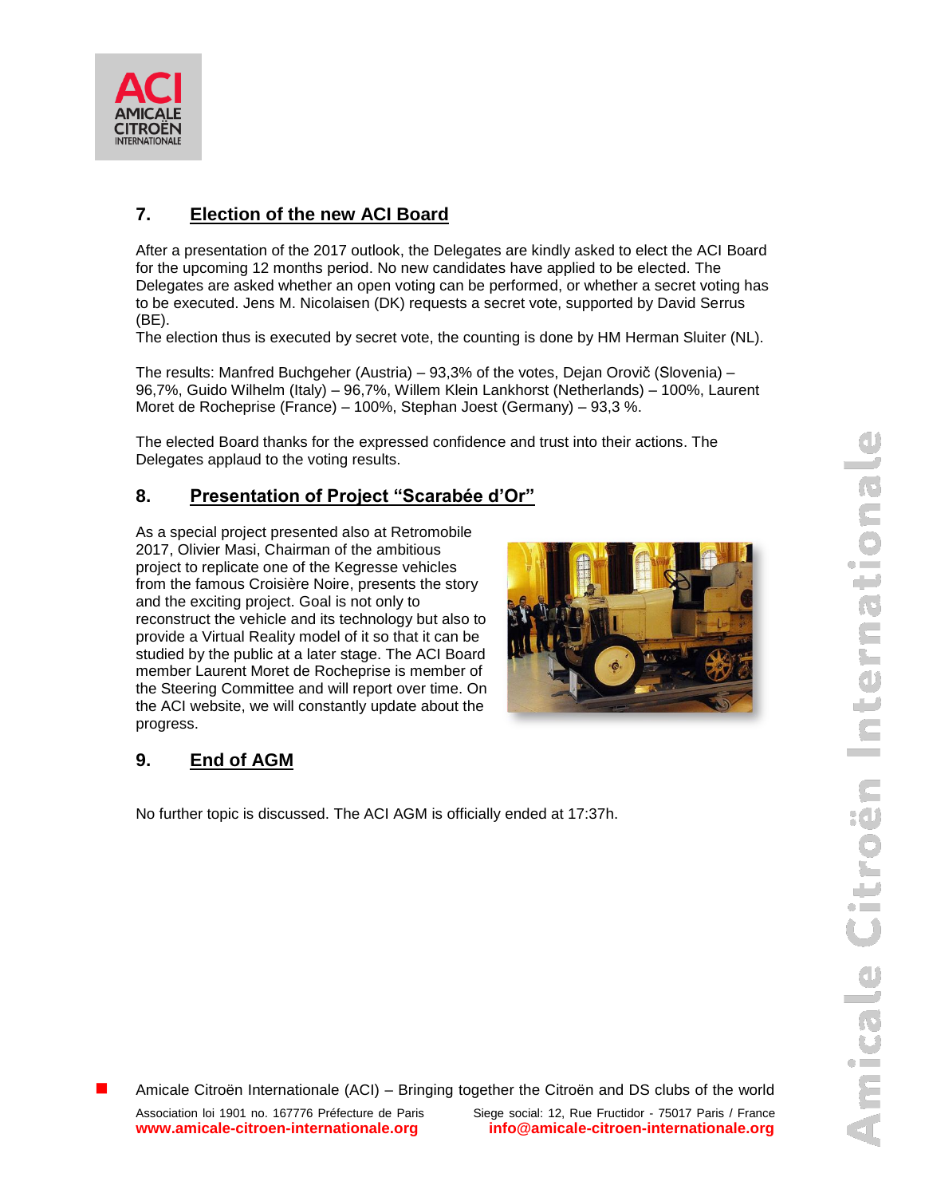## 7. Election of the new ACI Board

After a presentation of the 2017 outlook, the Delegates are kindly asked to elect the ACI Board for the upcoming 12 months period. No new candidates have applied to be elected. The Delegates are asked whether an open voting can be performed, or whether a secret voting has to be executed. Jens M. Nicolaisen (DK) requests a secret vote, supported by David Serrus (BE).
The election thus is executed by secret vote, the counting is done by HM Herman Sluiter (NL).

The results: Manfred Buchgeher (Austria) – 93,3% of the votes, Dejan Orovič (Slovenia) – 96,7%, Guido Wilhelm (Italy) – 96,7%, Willem Klein Lankhorst (Netherlands) – 100%, Laurent Moret de Rocheprise (France) – 100%, Stephan Joest (Germany) – 93,3 %.

The elected Board thanks for the expressed confidence and trust into their actions. The Delegates applaud to the voting results.

## 8. Presentation of Project "Scarabée d'Or"

As a special project presented also at Retromobile 2017, Olivier Masi, Chairman of the ambitious project to replicate one of the Kegresse vehicles from the famous Croisière Noire, presents the story and the exciting project. Goal is not only to reconstruct the vehicle and its technology but also to provide a Virtual Reality model of it so that it can be studied by the public at a later stage. The ACI Board member Laurent Moret de Rocheprise is member of the Steering Committee and will report over time. On the ACI website, we will constantly update about the progress.

## 9. End of AGM

No further topic is discussed. The ACI AGM is officially ended at 17:37h.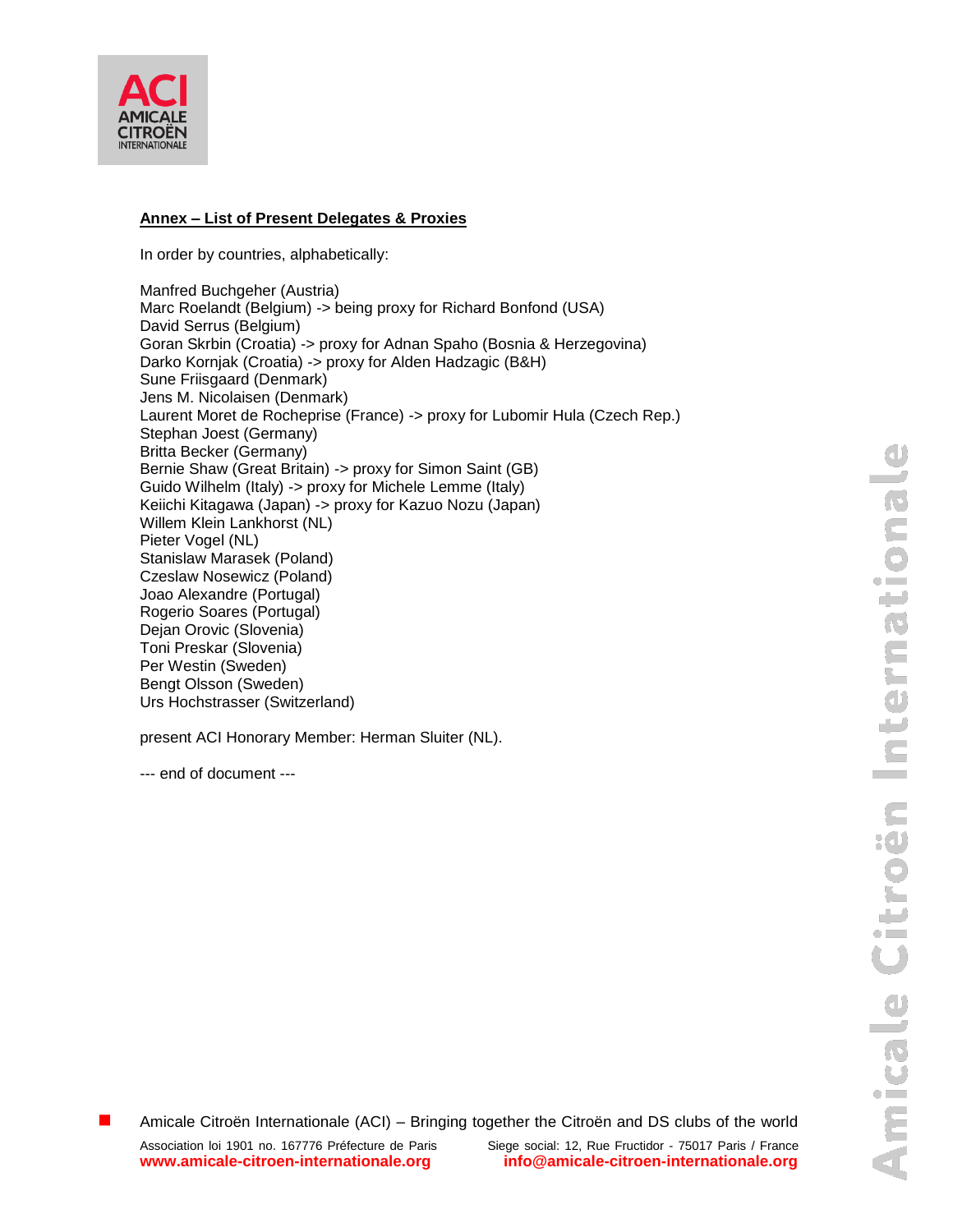**Annex – List of Present Delegates & Proxies**

In order by countries, alphabetically:

Manfred Buchgeher (Austria)
Marc Roelandt (Belgium) -> being proxy for Richard Bonfond (USA)
David Serrus (Belgium)
Goran Skrbin (Croatia) -> proxy for Adnan Spaho (Bosnia & Herzegovina)
Darko Kornjak (Croatia) -> proxy for Alden Hadzagic (B&H)
Sune Friisgaard (Denmark)
Jens M. Nicolaisen (Denmark)
Laurent Moret de Rocheprise (France) -> proxy for Lubomir Hula (Czech Rep.)
Stephan Joest (Germany)
Britta Becker (Germany)
Bernie Shaw (Great Britain) -> proxy for Simon Saint (GB)
Guido Wilhelm (Italy) -> proxy for Michele Lemme (Italy)
Keiichi Kitagawa (Japan) -> proxy for Kazuo Nozu (Japan)
Willem Klein Lankhorst (NL)
Pieter Vogel (NL)
Stanislaw Marasek (Poland)
Czeslaw Nosewicz (Poland)
Joao Alexandre (Portugal)
Rogerio Soares (Portugal)
Dejan Orovic (Slovenia)
Toni Preskar (Slovenia)
Per Westin (Sweden)
Bengt Olsson (Sweden)
Urs Hochstrasser (Switzerland)

present ACI Honorary Member: Herman Sluiter (NL).

--- end of document ---